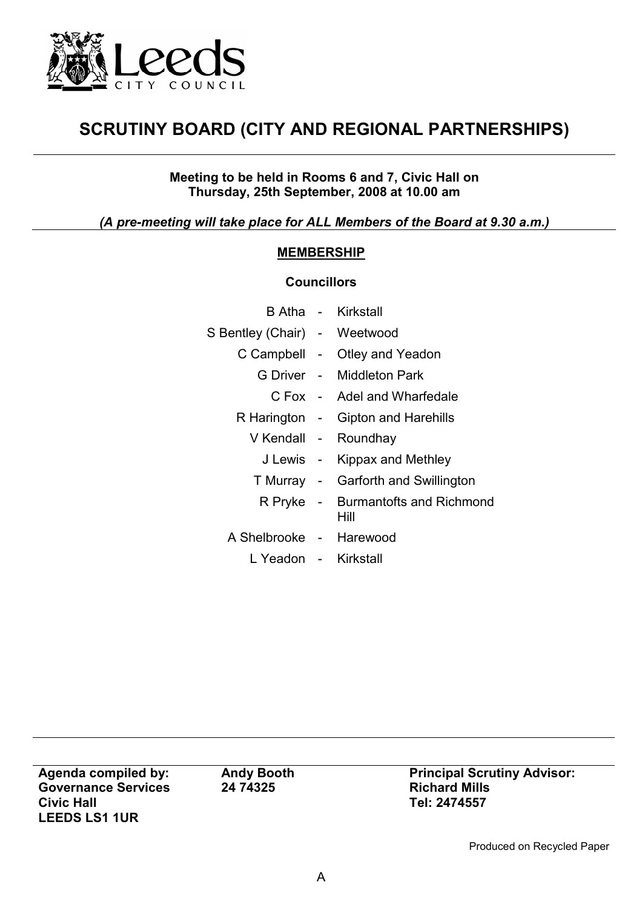Leeds CITY COUNCIL

# SCRUTINY BOARD (CITY AND REGIONAL PARTNERSHIPS)

**Meeting to be held in Rooms 6 and 7, Civic Hall on Thursday, 25th September, 2008 at 10.00 am**

***(A pre-meeting will take place for ALL Members of the Board at 9.30 a.m.)***

## MEMBERSHIP

**Councillors**

| | | |
|---|---|---|
| B Atha | - | Kirkstall |
| S Bentley (Chair) | - | Weetwood |
| C Campbell | - | Otley and Yeadon |
| G Driver | - | Middleton Park |
| C Fox | - | Adel and Wharfedale |
| R Harington | - | Gipton and Harehills |
| V Kendall | - | Roundhay |
| J Lewis | - | Kippax and Methley |
| T Murray | - | Garforth and Swillington |
| R Pryke | - | Burmantofts and Richmond Hill |
| A Shelbrooke | - | Harewood |
| L Yeadon | - | Kirkstall |

| | | |
|---|---|---|
| **Agenda compiled by:** | **Andy Booth** | **Principal Scrutiny Advisor:** |
| **Governance Services** | **24 74325** | **Richard Mills** |
| **Civic Hall** | | **Tel: 2474557** |
| **LEEDS LS1 1UR** | | |

Produced on Recycled Paper

A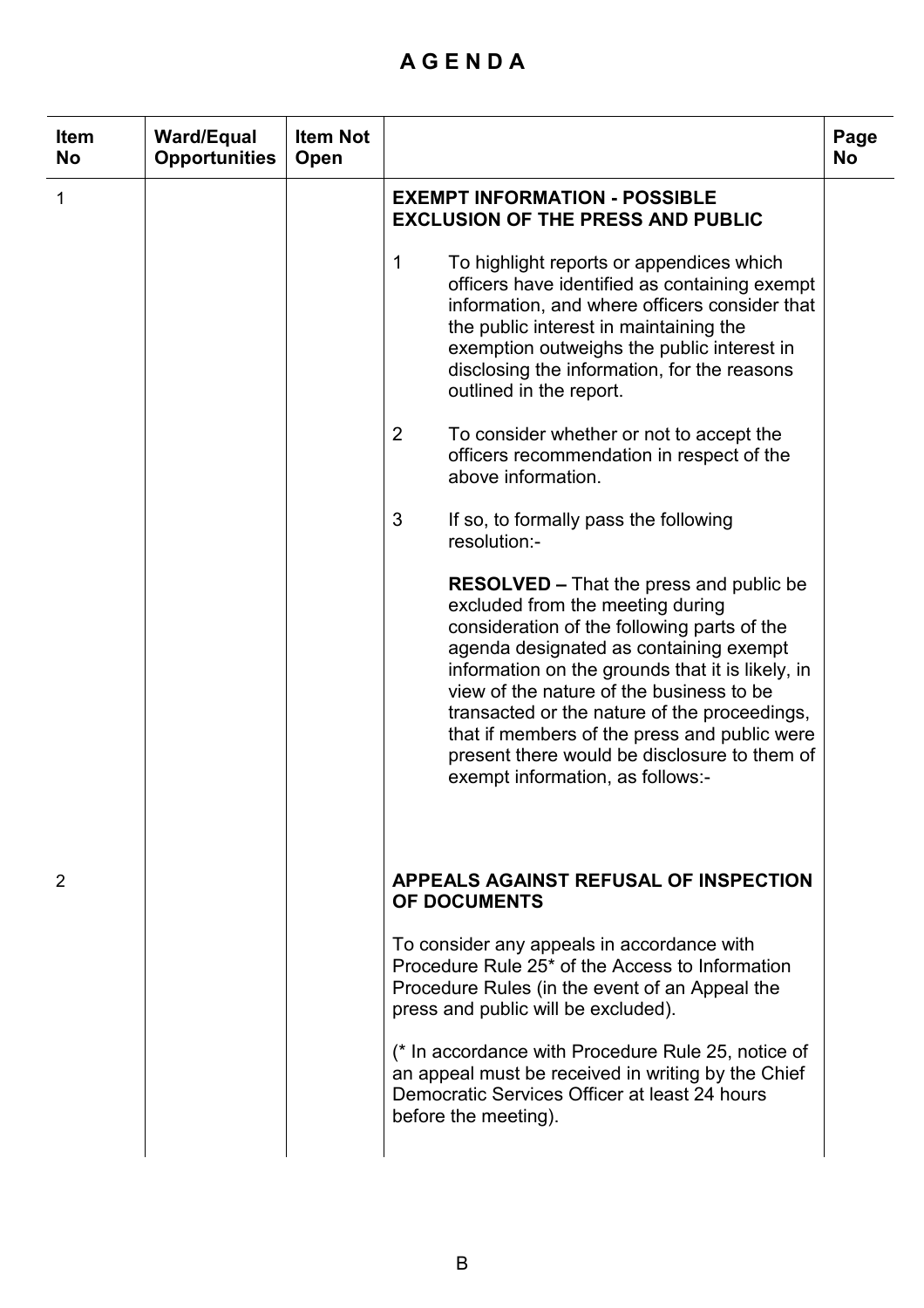# A G E N D A

| Item No | Ward/Equal Opportunities | Item Not Open | | Page No |
|---|---|---|---|---|
| 1 | | | **EXEMPT INFORMATION - POSSIBLE EXCLUSION OF THE PRESS AND PUBLIC**<br><br>1 To highlight reports or appendices which officers have identified as containing exempt information, and where officers consider that the public interest in maintaining the exemption outweighs the public interest in disclosing the information, for the reasons outlined in the report.<br><br>2 To consider whether or not to accept the officers recommendation in respect of the above information.<br><br>3 If so, to formally pass the following resolution:-<br><br>**RESOLVED –** That the press and public be excluded from the meeting during consideration of the following parts of the agenda designated as containing exempt information on the grounds that it is likely, in view of the nature of the business to be transacted or the nature of the proceedings, that if members of the press and public were present there would be disclosure to them of exempt information, as follows:- | |
| 2 | | | **APPEALS AGAINST REFUSAL OF INSPECTION OF DOCUMENTS**<br><br>To consider any appeals in accordance with Procedure Rule 25* of the Access to Information Procedure Rules (in the event of an Appeal the press and public will be excluded).<br><br>(* In accordance with Procedure Rule 25, notice of an appeal must be received in writing by the Chief Democratic Services Officer at least 24 hours before the meeting). | |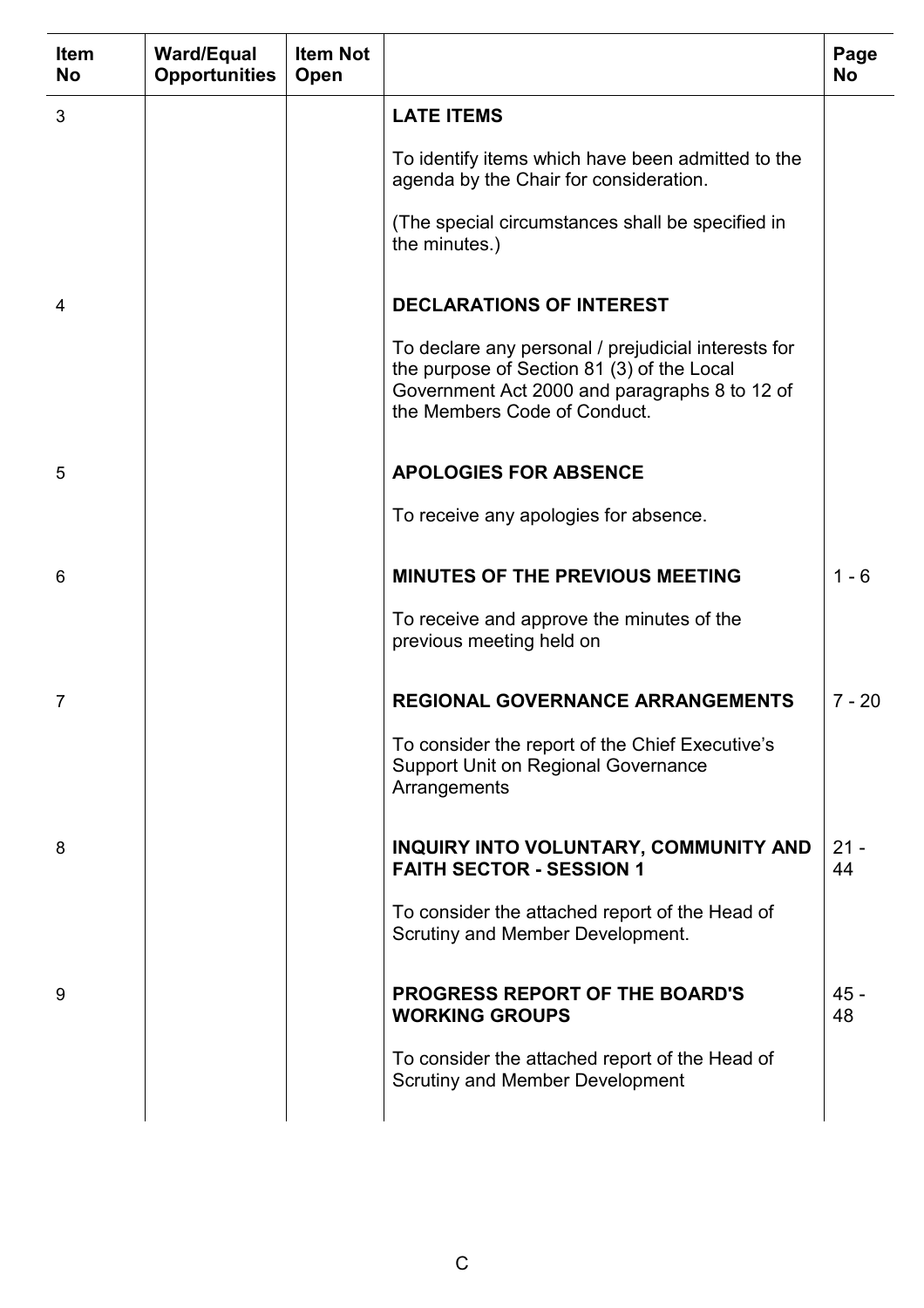| Item No | Ward/Equal Opportunities | Item Not Open | | Page No |
|---|---|---|---|---|
| 3 | | | **LATE ITEMS**<br><br>To identify items which have been admitted to the agenda by the Chair for consideration.<br><br>(The special circumstances shall be specified in the minutes.) | |
| 4 | | | **DECLARATIONS OF INTEREST**<br><br>To declare any personal / prejudicial interests for the purpose of Section 81 (3) of the Local Government Act 2000 and paragraphs 8 to 12 of the Members Code of Conduct. | |
| 5 | | | **APOLOGIES FOR ABSENCE**<br><br>To receive any apologies for absence. | |
| 6 | | | **MINUTES OF THE PREVIOUS MEETING**<br><br>To receive and approve the minutes of the previous meeting held on | 1 - 6 |
| 7 | | | **REGIONAL GOVERNANCE ARRANGEMENTS**<br><br>To consider the report of the Chief Executive's Support Unit on Regional Governance Arrangements | 7 - 20 |
| 8 | | | **INQUIRY INTO VOLUNTARY, COMMUNITY AND FAITH SECTOR - SESSION 1**<br><br>To consider the attached report of the Head of Scrutiny and Member Development. | 21 - 44 |
| 9 | | | **PROGRESS REPORT OF THE BOARD'S WORKING GROUPS**<br><br>To consider the attached report of the Head of Scrutiny and Member Development | 45 - 48 |

C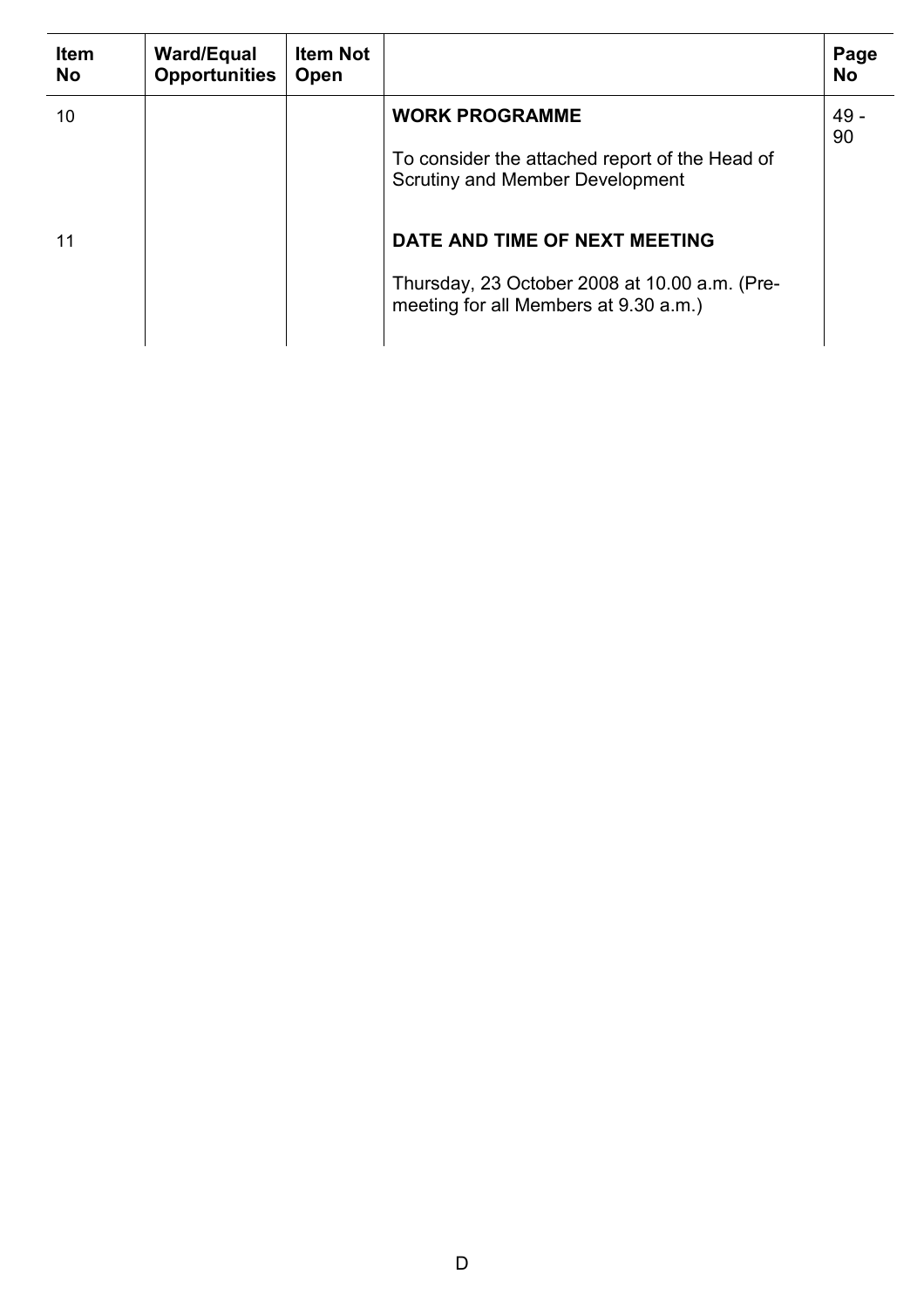| Item No | Ward/Equal Opportunities | Item Not Open | | Page No |
|---|---|---|---|---|
| 10 | | | **WORK PROGRAMME**<br><br>To consider the attached report of the Head of Scrutiny and Member Development | 49 - 90 |
| 11 | | | **DATE AND TIME OF NEXT MEETING**<br><br>Thursday, 23 October 2008 at 10.00 a.m. (Pre-meeting for all Members at 9.30 a.m.) | |